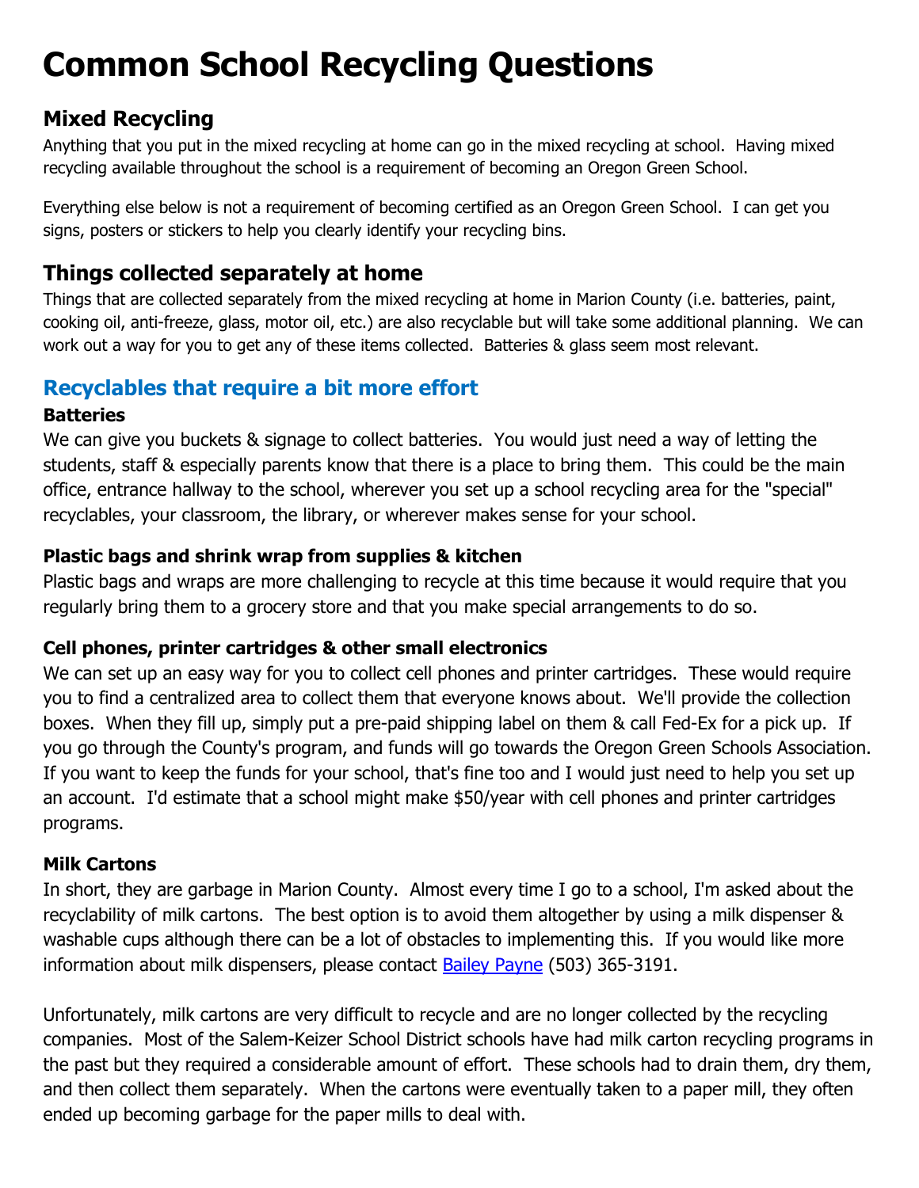# Common School Recycling Questions

## Mixed Recycling

Anything that you put in the mixed recycling at home can go in the mixed recycling at school. Having mixed recycling available throughout the school is a requirement of becoming an Oregon Green School.

Everything else below is not a requirement of becoming certified as an Oregon Green School. I can get you signs, posters or stickers to help you clearly identify your recycling bins.

## Things collected separately at home

Things that are collected separately from the mixed recycling at home in Marion County (i.e. batteries, paint, cooking oil, anti-freeze, glass, motor oil, etc.) are also recyclable but will take some additional planning. We can work out a way for you to get any of these items collected. Batteries & glass seem most relevant.

## Recyclables that require a bit more effort

### Batteries

We can give you buckets & signage to collect batteries. You would just need a way of letting the students, staff & especially parents know that there is a place to bring them. This could be the main office, entrance hallway to the school, wherever you set up a school recycling area for the "special" recyclables, your classroom, the library, or wherever makes sense for your school.

### Plastic bags and shrink wrap from supplies & kitchen

Plastic bags and wraps are more challenging to recycle at this time because it would require that you regularly bring them to a grocery store and that you make special arrangements to do so.

### Cell phones, printer cartridges & other small electronics

We can set up an easy way for you to collect cell phones and printer cartridges. These would require you to find a centralized area to collect them that everyone knows about. We'll provide the collection boxes. When they fill up, simply put a pre-paid shipping label on them & call Fed-Ex for a pick up. If you go through the County's program, and funds will go towards the Oregon Green Schools Association. If you want to keep the funds for your school, that's fine too and I would just need to help you set up an account. I'd estimate that a school might make $50/year with cell phones and printer cartridges programs.

### Milk Cartons

In short, they are garbage in Marion County. Almost every time I go to a school, I'm asked about the recyclability of milk cartons. The best option is to avoid them altogether by using a milk dispenser & washable cups although there can be a lot of obstacles to implementing this. If you would like more information about milk dispensers, please contact Bailey Payne (503) 365-3191.

Unfortunately, milk cartons are very difficult to recycle and are no longer collected by the recycling companies. Most of the Salem-Keizer School District schools have had milk carton recycling programs in the past but they required a considerable amount of effort. These schools had to drain them, dry them, and then collect them separately. When the cartons were eventually taken to a paper mill, they often ended up becoming garbage for the paper mills to deal with.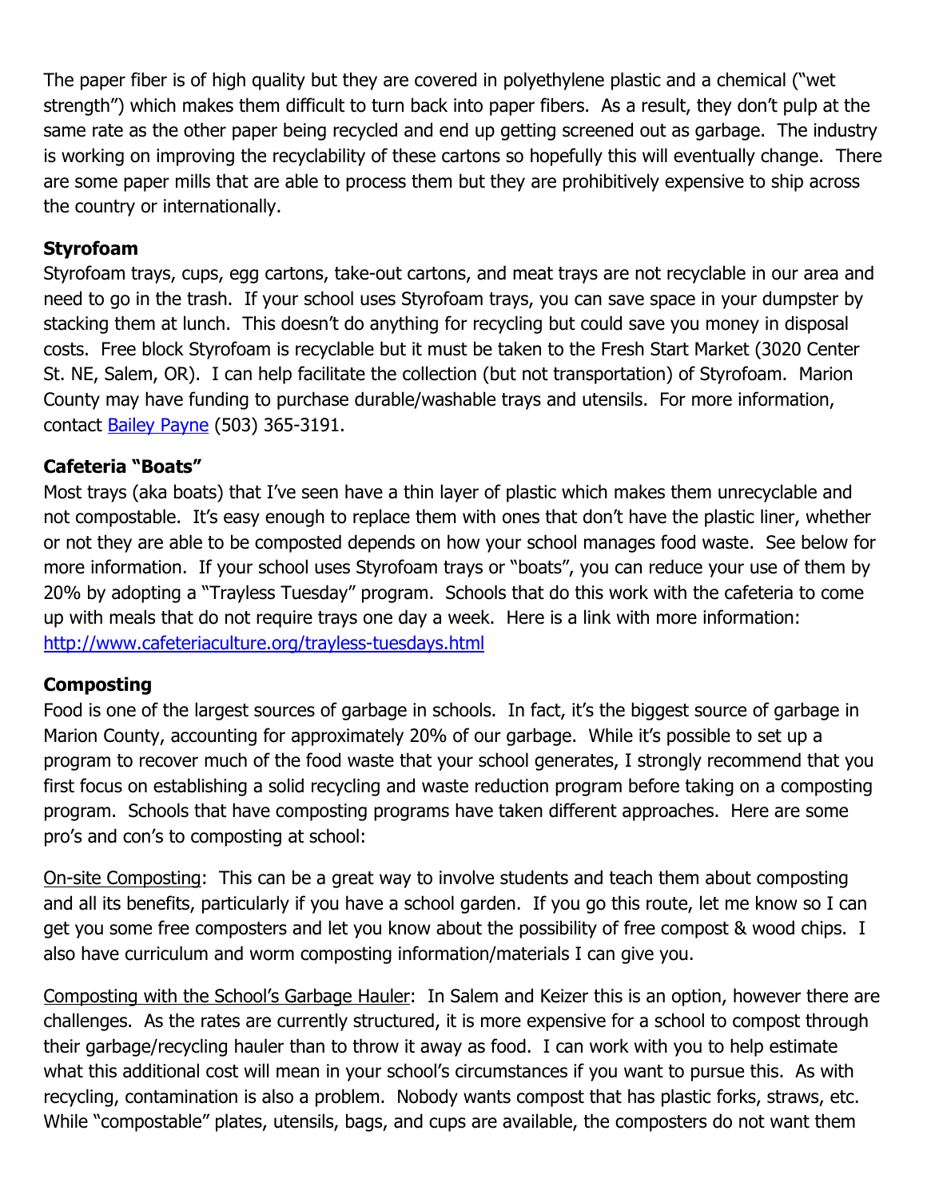The paper fiber is of high quality but they are covered in polyethylene plastic and a chemical ("wet strength") which makes them difficult to turn back into paper fibers. As a result, they don't pulp at the same rate as the other paper being recycled and end up getting screened out as garbage. The industry is working on improving the recyclability of these cartons so hopefully this will eventually change. There are some paper mills that are able to process them but they are prohibitively expensive to ship across the country or internationally.

**Styrofoam**

Styrofoam trays, cups, egg cartons, take-out cartons, and meat trays are not recyclable in our area and need to go in the trash. If your school uses Styrofoam trays, you can save space in your dumpster by stacking them at lunch. This doesn't do anything for recycling but could save you money in disposal costs. Free block Styrofoam is recyclable but it must be taken to the Fresh Start Market (3020 Center St. NE, Salem, OR). I can help facilitate the collection (but not transportation) of Styrofoam. Marion County may have funding to purchase durable/washable trays and utensils. For more information, contact Bailey Payne (503) 365-3191.

**Cafeteria "Boats"**

Most trays (aka boats) that I've seen have a thin layer of plastic which makes them unrecyclable and not compostable. It's easy enough to replace them with ones that don't have the plastic liner, whether or not they are able to be composted depends on how your school manages food waste. See below for more information. If your school uses Styrofoam trays or "boats", you can reduce your use of them by 20% by adopting a "Trayless Tuesday" program. Schools that do this work with the cafeteria to come up with meals that do not require trays one day a week. Here is a link with more information: http://www.cafeteriaculture.org/trayless-tuesdays.html

**Composting**

Food is one of the largest sources of garbage in schools. In fact, it's the biggest source of garbage in Marion County, accounting for approximately 20% of our garbage. While it's possible to set up a program to recover much of the food waste that your school generates, I strongly recommend that you first focus on establishing a solid recycling and waste reduction program before taking on a composting program. Schools that have composting programs have taken different approaches. Here are some pro's and con's to composting at school:

On-site Composting: This can be a great way to involve students and teach them about composting and all its benefits, particularly if you have a school garden. If you go this route, let me know so I can get you some free composters and let you know about the possibility of free compost & wood chips. I also have curriculum and worm composting information/materials I can give you.

Composting with the School's Garbage Hauler: In Salem and Keizer this is an option, however there are challenges. As the rates are currently structured, it is more expensive for a school to compost through their garbage/recycling hauler than to throw it away as food. I can work with you to help estimate what this additional cost will mean in your school's circumstances if you want to pursue this. As with recycling, contamination is also a problem. Nobody wants compost that has plastic forks, straws, etc. While "compostable" plates, utensils, bags, and cups are available, the composters do not want them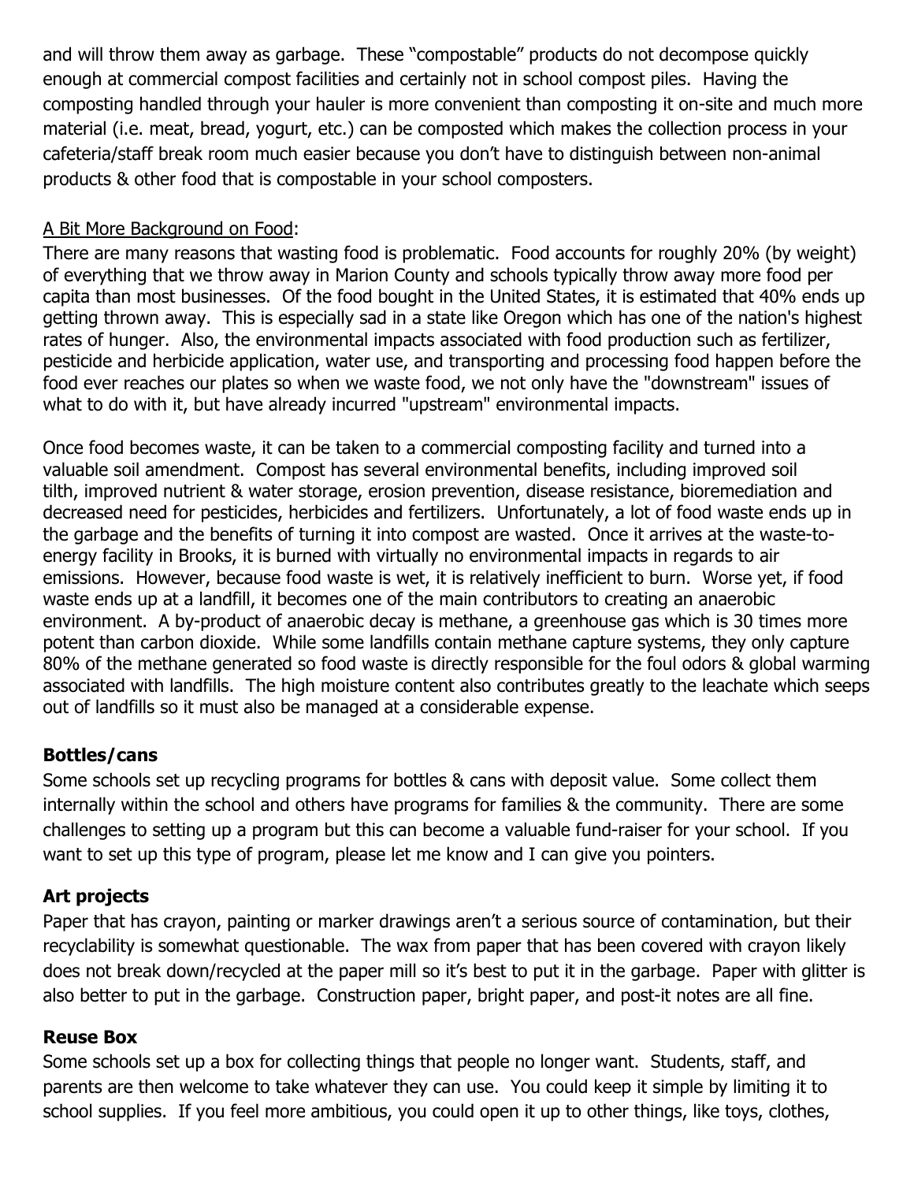and will throw them away as garbage. These "compostable" products do not decompose quickly enough at commercial compost facilities and certainly not in school compost piles. Having the composting handled through your hauler is more convenient than composting it on-site and much more material (i.e. meat, bread, yogurt, etc.) can be composted which makes the collection process in your cafeteria/staff break room much easier because you don't have to distinguish between non-animal products & other food that is compostable in your school composters.

A Bit More Background on Food:

There are many reasons that wasting food is problematic. Food accounts for roughly 20% (by weight) of everything that we throw away in Marion County and schools typically throw away more food per capita than most businesses. Of the food bought in the United States, it is estimated that 40% ends up getting thrown away. This is especially sad in a state like Oregon which has one of the nation's highest rates of hunger. Also, the environmental impacts associated with food production such as fertilizer, pesticide and herbicide application, water use, and transporting and processing food happen before the food ever reaches our plates so when we waste food, we not only have the "downstream" issues of what to do with it, but have already incurred "upstream" environmental impacts.

Once food becomes waste, it can be taken to a commercial composting facility and turned into a valuable soil amendment. Compost has several environmental benefits, including improved soil tilth, improved nutrient & water storage, erosion prevention, disease resistance, bioremediation and decreased need for pesticides, herbicides and fertilizers. Unfortunately, a lot of food waste ends up in the garbage and the benefits of turning it into compost are wasted. Once it arrives at the waste-to-energy facility in Brooks, it is burned with virtually no environmental impacts in regards to air emissions. However, because food waste is wet, it is relatively inefficient to burn. Worse yet, if food waste ends up at a landfill, it becomes one of the main contributors to creating an anaerobic environment. A by-product of anaerobic decay is methane, a greenhouse gas which is 30 times more potent than carbon dioxide. While some landfills contain methane capture systems, they only capture 80% of the methane generated so food waste is directly responsible for the foul odors & global warming associated with landfills. The high moisture content also contributes greatly to the leachate which seeps out of landfills so it must also be managed at a considerable expense.

### Bottles/cans

Some schools set up recycling programs for bottles & cans with deposit value. Some collect them internally within the school and others have programs for families & the community. There are some challenges to setting up a program but this can become a valuable fund-raiser for your school. If you want to set up this type of program, please let me know and I can give you pointers.

### Art projects

Paper that has crayon, painting or marker drawings aren't a serious source of contamination, but their recyclability is somewhat questionable. The wax from paper that has been covered with crayon likely does not break down/recycled at the paper mill so it's best to put it in the garbage. Paper with glitter is also better to put in the garbage. Construction paper, bright paper, and post-it notes are all fine.

### Reuse Box

Some schools set up a box for collecting things that people no longer want. Students, staff, and parents are then welcome to take whatever they can use. You could keep it simple by limiting it to school supplies. If you feel more ambitious, you could open it up to other things, like toys, clothes,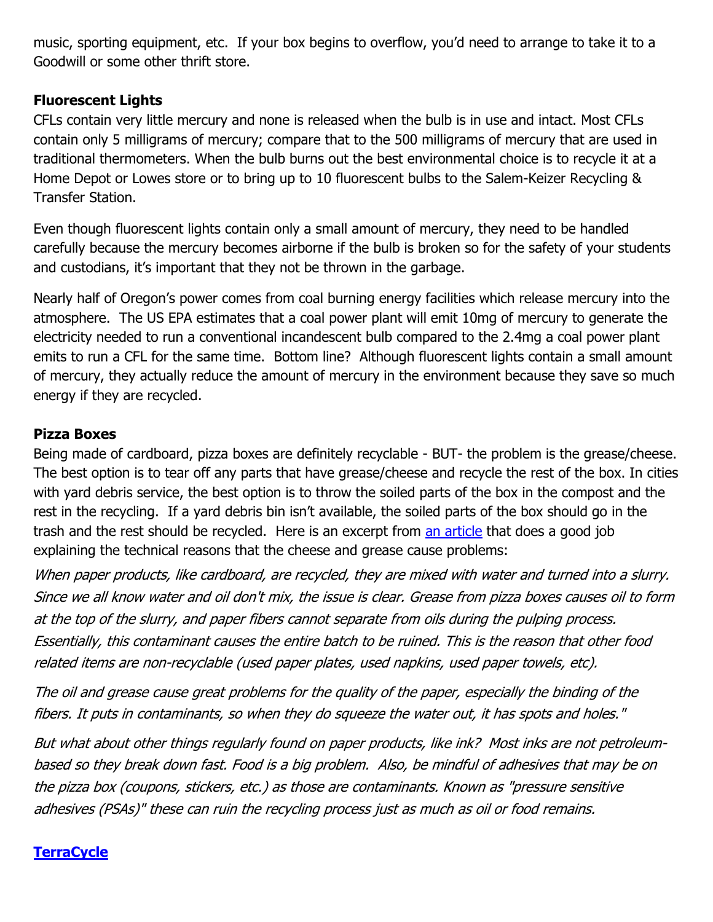music, sporting equipment, etc. If your box begins to overflow, you'd need to arrange to take it to a Goodwill or some other thrift store.

**Fluorescent Lights**

CFLs contain very little mercury and none is released when the bulb is in use and intact. Most CFLs contain only 5 milligrams of mercury; compare that to the 500 milligrams of mercury that are used in traditional thermometers. When the bulb burns out the best environmental choice is to recycle it at a Home Depot or Lowes store or to bring up to 10 fluorescent bulbs to the Salem-Keizer Recycling & Transfer Station.

Even though fluorescent lights contain only a small amount of mercury, they need to be handled carefully because the mercury becomes airborne if the bulb is broken so for the safety of your students and custodians, it's important that they not be thrown in the garbage.

Nearly half of Oregon's power comes from coal burning energy facilities which release mercury into the atmosphere. The US EPA estimates that a coal power plant will emit 10mg of mercury to generate the electricity needed to run a conventional incandescent bulb compared to the 2.4mg a coal power plant emits to run a CFL for the same time. Bottom line? Although fluorescent lights contain a small amount of mercury, they actually reduce the amount of mercury in the environment because they save so much energy if they are recycled.

**Pizza Boxes**

Being made of cardboard, pizza boxes are definitely recyclable - BUT- the problem is the grease/cheese. The best option is to tear off any parts that have grease/cheese and recycle the rest of the box. In cities with yard debris service, the best option is to throw the soiled parts of the box in the compost and the rest in the recycling. If a yard debris bin isn't available, the soiled parts of the box should go in the trash and the rest should be recycled. Here is an excerpt from an article that does a good job explaining the technical reasons that the cheese and grease cause problems:

*When paper products, like cardboard, are recycled, they are mixed with water and turned into a slurry. Since we all know water and oil don't mix, the issue is clear. Grease from pizza boxes causes oil to form at the top of the slurry, and paper fibers cannot separate from oils during the pulping process. Essentially, this contaminant causes the entire batch to be ruined. This is the reason that other food related items are non-recyclable (used paper plates, used napkins, used paper towels, etc).*

*The oil and grease cause great problems for the quality of the paper, especially the binding of the fibers. It puts in contaminants, so when they do squeeze the water out, it has spots and holes."*

*But what about other things regularly found on paper products, like ink? Most inks are not petroleum-based so they break down fast. Food is a big problem. Also, be mindful of adhesives that may be on the pizza box (coupons, stickers, etc.) as those are contaminants. Known as "pressure sensitive adhesives (PSAs)" these can ruin the recycling process just as much as oil or food remains.*

**TerraCycle**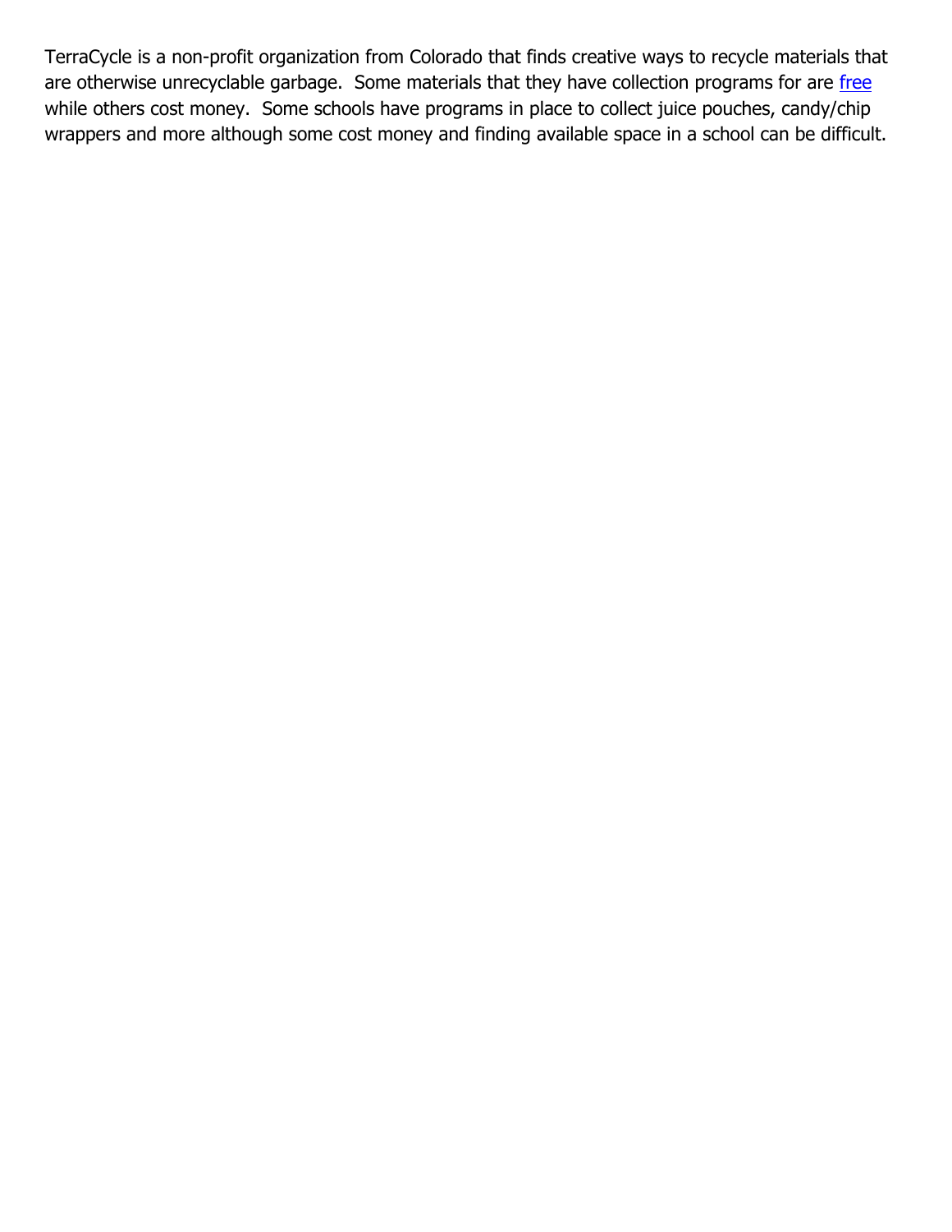TerraCycle is a non-profit organization from Colorado that finds creative ways to recycle materials that are otherwise unrecyclable garbage.  Some materials that they have collection programs for are free while others cost money.  Some schools have programs in place to collect juice pouches, candy/chip wrappers and more although some cost money and finding available space in a school can be difficult.